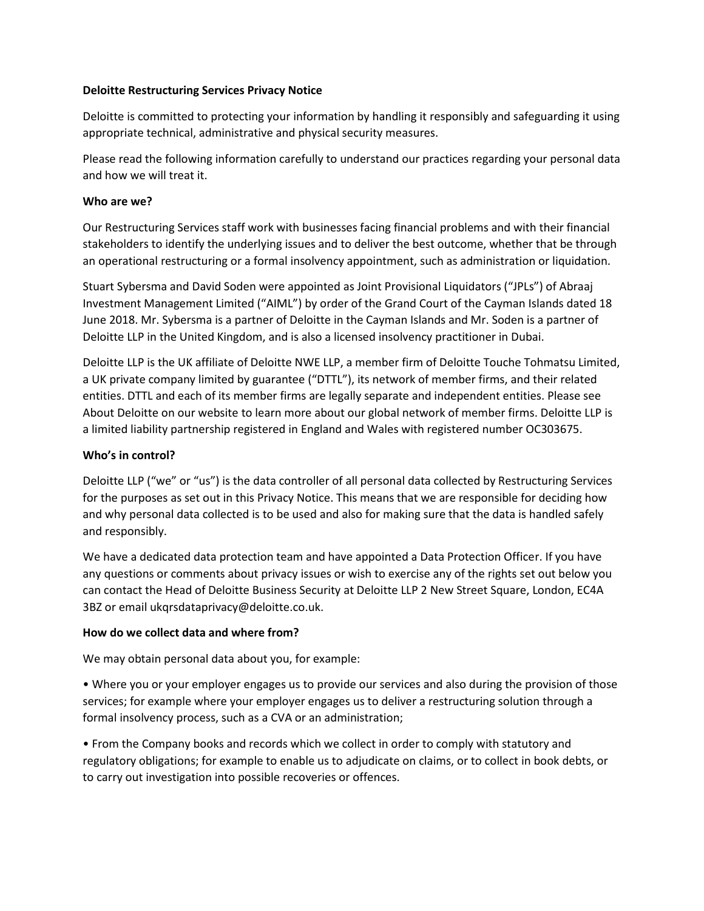# Deloitte Restructuring Services Privacy Notice

Deloitte is committed to protecting your information by handling it responsibly and safeguarding it using appropriate technical, administrative and physical security measures.

Please read the following information carefully to understand our practices regarding your personal data and how we will treat it.

## Who are we?

Our Restructuring Services staff work with businesses facing financial problems and with their financial stakeholders to identify the underlying issues and to deliver the best outcome, whether that be through an operational restructuring or a formal insolvency appointment, such as administration or liquidation.

Stuart Sybersma and David Soden were appointed as Joint Provisional Liquidators ("JPLs") of Abraaj Investment Management Limited ("AIML") by order of the Grand Court of the Cayman Islands dated 18 June 2018. Mr. Sybersma is a partner of Deloitte in the Cayman Islands and Mr. Soden is a partner of Deloitte LLP in the United Kingdom, and is also a licensed insolvency practitioner in Dubai.

Deloitte LLP is the UK affiliate of Deloitte NWE LLP, a member firm of Deloitte Touche Tohmatsu Limited, a UK private company limited by guarantee ("DTTL"), its network of member firms, and their related entities. DTTL and each of its member firms are legally separate and independent entities. Please see About Deloitte on our website to learn more about our global network of member firms. Deloitte LLP is a limited liability partnership registered in England and Wales with registered number OC303675.

## Who's in control?

Deloitte LLP ("we" or "us") is the data controller of all personal data collected by Restructuring Services for the purposes as set out in this Privacy Notice. This means that we are responsible for deciding how and why personal data collected is to be used and also for making sure that the data is handled safely and responsibly.

We have a dedicated data protection team and have appointed a Data Protection Officer. If you have any questions or comments about privacy issues or wish to exercise any of the rights set out below you can contact the Head of Deloitte Business Security at Deloitte LLP 2 New Street Square, London, EC4A 3BZ or email ukqrsdataprivacy@deloitte.co.uk.

## How do we collect data and where from?

We may obtain personal data about you, for example:

- Where you or your employer engages us to provide our services and also during the provision of those services; for example where your employer engages us to deliver a restructuring solution through a formal insolvency process, such as a CVA or an administration;
- From the Company books and records which we collect in order to comply with statutory and regulatory obligations; for example to enable us to adjudicate on claims, or to collect in book debts, or to carry out investigation into possible recoveries or offences.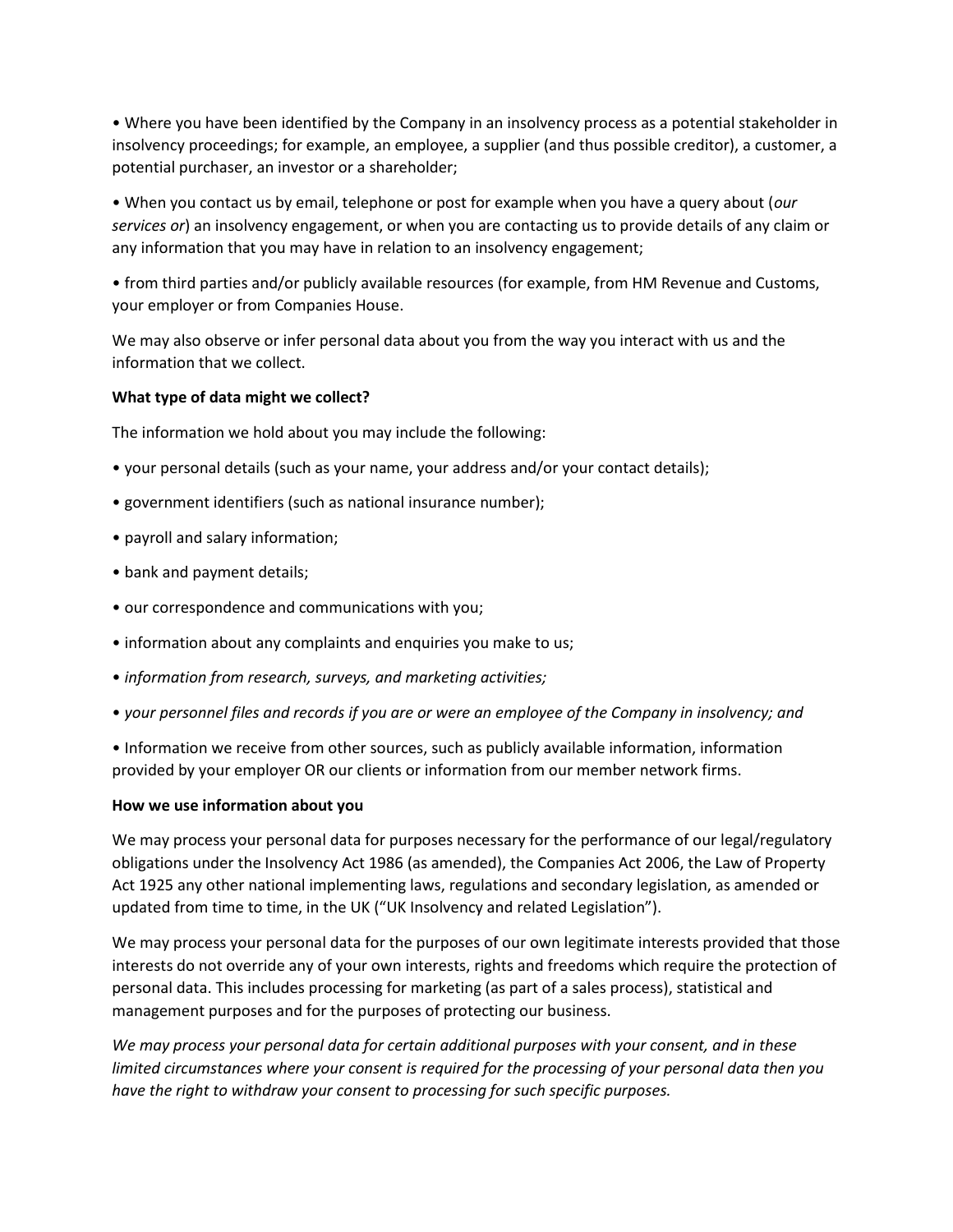- Where you have been identified by the Company in an insolvency process as a potential stakeholder in insolvency proceedings; for example, an employee, a supplier (and thus possible creditor), a customer, a potential purchaser, an investor or a shareholder;

- When you contact us by email, telephone or post for example when you have a query about (*our services or*) an insolvency engagement, or when you are contacting us to provide details of any claim or any information that you may have in relation to an insolvency engagement;

- from third parties and/or publicly available resources (for example, from HM Revenue and Customs, your employer or from Companies House.

We may also observe or infer personal data about you from the way you interact with us and the information that we collect.

**What type of data might we collect?**

The information we hold about you may include the following:

- your personal details (such as your name, your address and/or your contact details);
- government identifiers (such as national insurance number);
- payroll and salary information;
- bank and payment details;
- our correspondence and communications with you;
- information about any complaints and enquiries you make to us;
- *information from research, surveys, and marketing activities;*
- *your personnel files and records if you are or were an employee of the Company in insolvency; and*
- Information we receive from other sources, such as publicly available information, information provided by your employer OR our clients or information from our member network firms.

**How we use information about you**

We may process your personal data for purposes necessary for the performance of our legal/regulatory obligations under the Insolvency Act 1986 (as amended), the Companies Act 2006, the Law of Property Act 1925 any other national implementing laws, regulations and secondary legislation, as amended or updated from time to time, in the UK ("UK Insolvency and related Legislation").

We may process your personal data for the purposes of our own legitimate interests provided that those interests do not override any of your own interests, rights and freedoms which require the protection of personal data. This includes processing for marketing (as part of a sales process), statistical and management purposes and for the purposes of protecting our business.

*We may process your personal data for certain additional purposes with your consent, and in these limited circumstances where your consent is required for the processing of your personal data then you have the right to withdraw your consent to processing for such specific purposes.*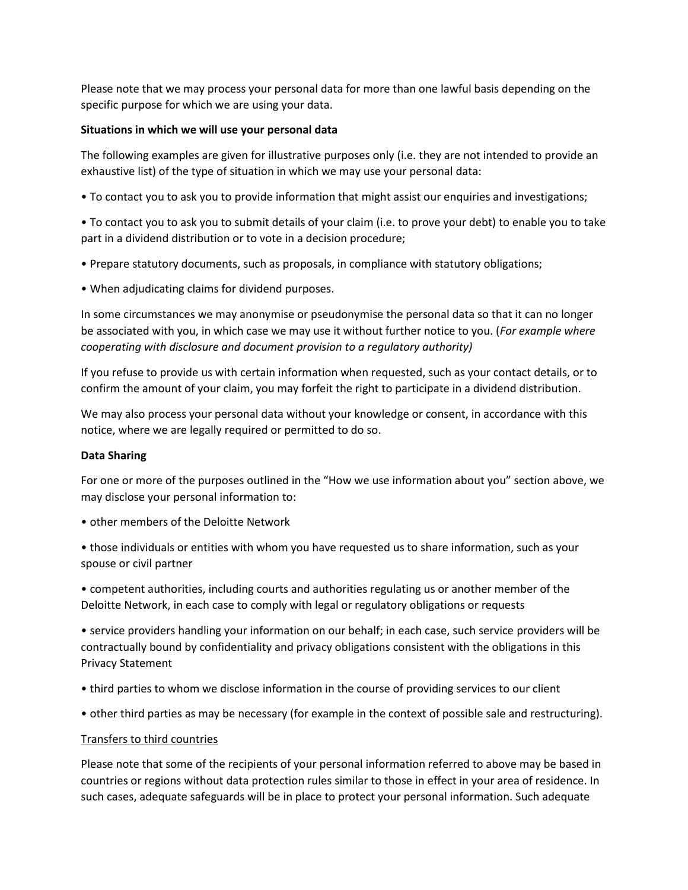Please note that we may process your personal data for more than one lawful basis depending on the specific purpose for which we are using your data.

**Situations in which we will use your personal data**

The following examples are given for illustrative purposes only (i.e. they are not intended to provide an exhaustive list) of the type of situation in which we may use your personal data:

- To contact you to ask you to provide information that might assist our enquiries and investigations;
- To contact you to ask you to submit details of your claim (i.e. to prove your debt) to enable you to take part in a dividend distribution or to vote in a decision procedure;
- Prepare statutory documents, such as proposals, in compliance with statutory obligations;
- When adjudicating claims for dividend purposes.

In some circumstances we may anonymise or pseudonymise the personal data so that it can no longer be associated with you, in which case we may use it without further notice to you. (*For example where cooperating with disclosure and document provision to a regulatory authority)*

If you refuse to provide us with certain information when requested, such as your contact details, or to confirm the amount of your claim, you may forfeit the right to participate in a dividend distribution.

We may also process your personal data without your knowledge or consent, in accordance with this notice, where we are legally required or permitted to do so.

**Data Sharing**

For one or more of the purposes outlined in the "How we use information about you" section above, we may disclose your personal information to:

- other members of the Deloitte Network
- those individuals or entities with whom you have requested us to share information, such as your spouse or civil partner
- competent authorities, including courts and authorities regulating us or another member of the Deloitte Network, in each case to comply with legal or regulatory obligations or requests
- service providers handling your information on our behalf; in each case, such service providers will be contractually bound by confidentiality and privacy obligations consistent with the obligations in this Privacy Statement
- third parties to whom we disclose information in the course of providing services to our client
- other third parties as may be necessary (for example in the context of possible sale and restructuring).

<u>Transfers to third countries</u>

Please note that some of the recipients of your personal information referred to above may be based in countries or regions without data protection rules similar to those in effect in your area of residence. In such cases, adequate safeguards will be in place to protect your personal information. Such adequate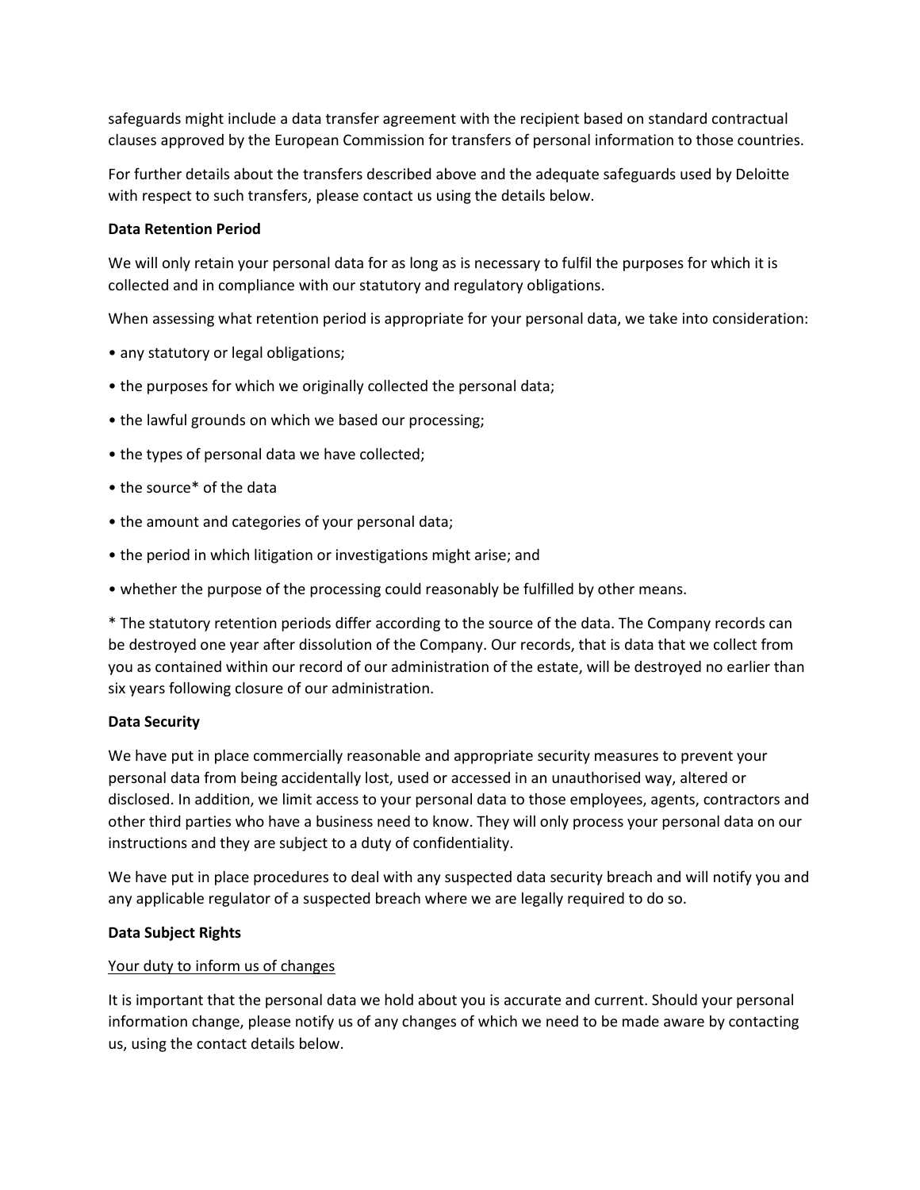safeguards might include a data transfer agreement with the recipient based on standard contractual clauses approved by the European Commission for transfers of personal information to those countries.

For further details about the transfers described above and the adequate safeguards used by Deloitte with respect to such transfers, please contact us using the details below.

**Data Retention Period**

We will only retain your personal data for as long as is necessary to fulfil the purposes for which it is collected and in compliance with our statutory and regulatory obligations.

When assessing what retention period is appropriate for your personal data, we take into consideration:

- any statutory or legal obligations;
- the purposes for which we originally collected the personal data;
- the lawful grounds on which we based our processing;
- the types of personal data we have collected;
- the source* of the data
- the amount and categories of your personal data;
- the period in which litigation or investigations might arise; and
- whether the purpose of the processing could reasonably be fulfilled by other means.

* The statutory retention periods differ according to the source of the data. The Company records can be destroyed one year after dissolution of the Company. Our records, that is data that we collect from you as contained within our record of our administration of the estate, will be destroyed no earlier than six years following closure of our administration.

**Data Security**

We have put in place commercially reasonable and appropriate security measures to prevent your personal data from being accidentally lost, used or accessed in an unauthorised way, altered or disclosed. In addition, we limit access to your personal data to those employees, agents, contractors and other third parties who have a business need to know. They will only process your personal data on our instructions and they are subject to a duty of confidentiality.

We have put in place procedures to deal with any suspected data security breach and will notify you and any applicable regulator of a suspected breach where we are legally required to do so.

**Data Subject Rights**

<u>Your duty to inform us of changes</u>

It is important that the personal data we hold about you is accurate and current. Should your personal information change, please notify us of any changes of which we need to be made aware by contacting us, using the contact details below.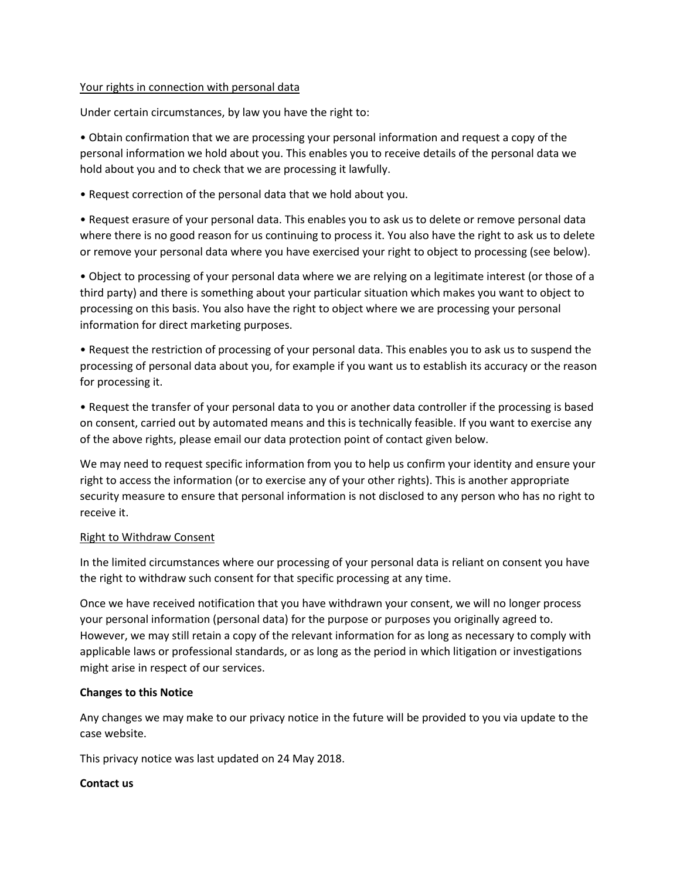Your rights in connection with personal data

Under certain circumstances, by law you have the right to:

- Obtain confirmation that we are processing your personal information and request a copy of the personal information we hold about you. This enables you to receive details of the personal data we hold about you and to check that we are processing it lawfully.
- Request correction of the personal data that we hold about you.
- Request erasure of your personal data. This enables you to ask us to delete or remove personal data where there is no good reason for us continuing to process it. You also have the right to ask us to delete or remove your personal data where you have exercised your right to object to processing (see below).
- Object to processing of your personal data where we are relying on a legitimate interest (or those of a third party) and there is something about your particular situation which makes you want to object to processing on this basis. You also have the right to object where we are processing your personal information for direct marketing purposes.
- Request the restriction of processing of your personal data. This enables you to ask us to suspend the processing of personal data about you, for example if you want us to establish its accuracy or the reason for processing it.
- Request the transfer of your personal data to you or another data controller if the processing is based on consent, carried out by automated means and this is technically feasible. If you want to exercise any of the above rights, please email our data protection point of contact given below.

We may need to request specific information from you to help us confirm your identity and ensure your right to access the information (or to exercise any of your other rights). This is another appropriate security measure to ensure that personal information is not disclosed to any person who has no right to receive it.

Right to Withdraw Consent

In the limited circumstances where our processing of your personal data is reliant on consent you have the right to withdraw such consent for that specific processing at any time.

Once we have received notification that you have withdrawn your consent, we will no longer process your personal information (personal data) for the purpose or purposes you originally agreed to. However, we may still retain a copy of the relevant information for as long as necessary to comply with applicable laws or professional standards, or as long as the period in which litigation or investigations might arise in respect of our services.

**Changes to this Notice**

Any changes we may make to our privacy notice in the future will be provided to you via update to the case website.

This privacy notice was last updated on 24 May 2018.

**Contact us**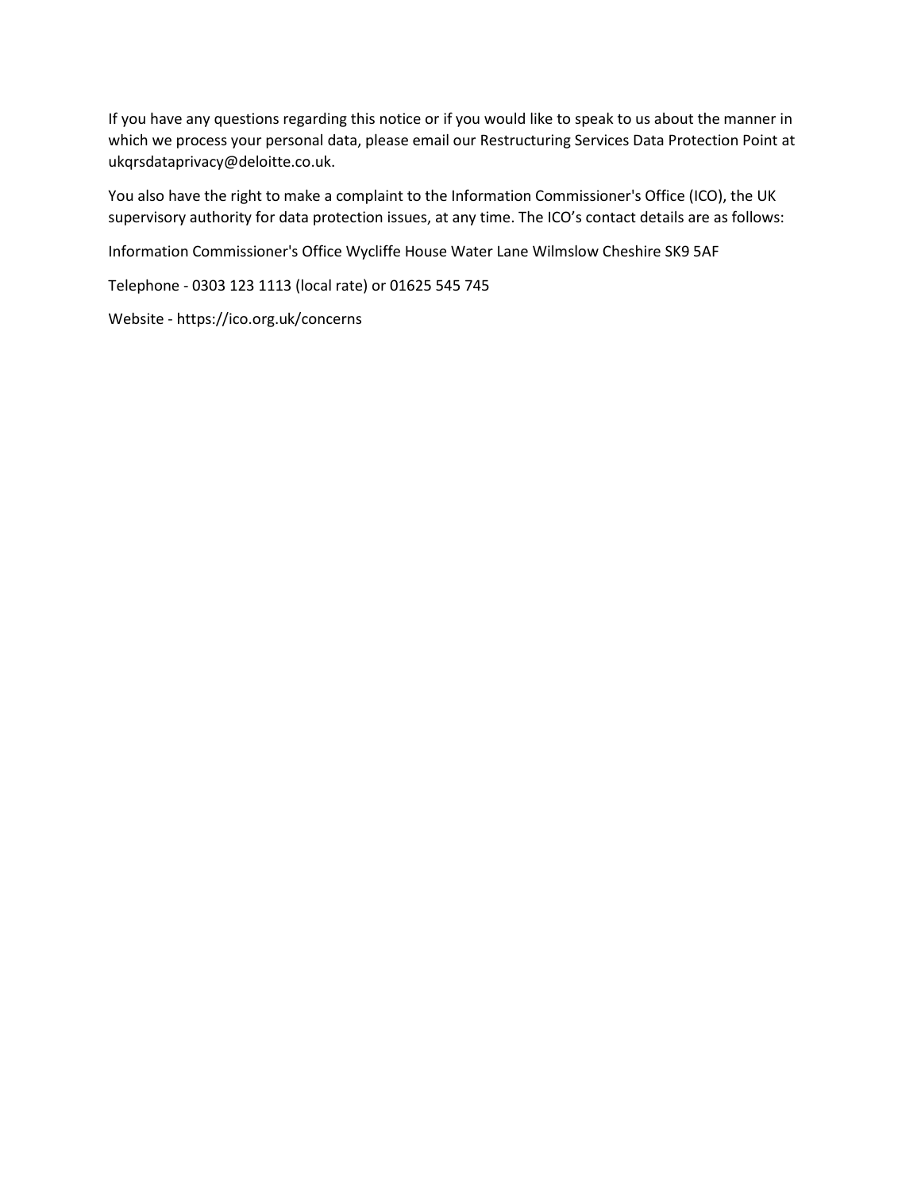If you have any questions regarding this notice or if you would like to speak to us about the manner in which we process your personal data, please email our Restructuring Services Data Protection Point at ukqrsdataprivacy@deloitte.co.uk.

You also have the right to make a complaint to the Information Commissioner's Office (ICO), the UK supervisory authority for data protection issues, at any time. The ICO's contact details are as follows:

Information Commissioner's Office Wycliffe House Water Lane Wilmslow Cheshire SK9 5AF

Telephone - 0303 123 1113 (local rate) or 01625 545 745

Website - https://ico.org.uk/concerns